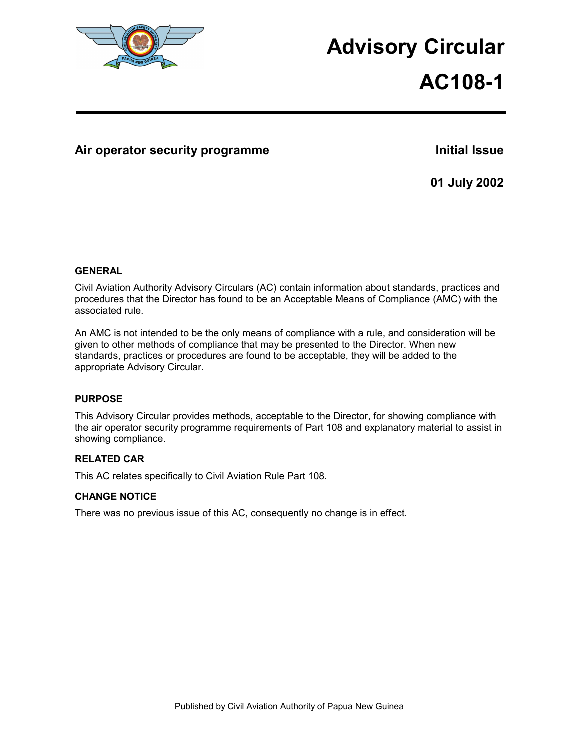# Advisory Circular

# AC108-1

## Air operator security programme

**Initial Issue**

**01 July 2002**

### GENERAL

Civil Aviation Authority Advisory Circulars (AC) contain information about standards, practices and procedures that the Director has found to be an Acceptable Means of Compliance (AMC) with the associated rule.

An AMC is not intended to be the only means of compliance with a rule, and consideration will be given to other methods of compliance that may be presented to the Director. When new standards, practices or procedures are found to be acceptable, they will be added to the appropriate Advisory Circular.

### PURPOSE

This Advisory Circular provides methods, acceptable to the Director, for showing compliance with the air operator security programme requirements of Part 108 and explanatory material to assist in showing compliance.

### RELATED CAR

This AC relates specifically to Civil Aviation Rule Part 108.

### CHANGE NOTICE

There was no previous issue of this AC, consequently no change is in effect.

Published by Civil Aviation Authority of Papua New Guinea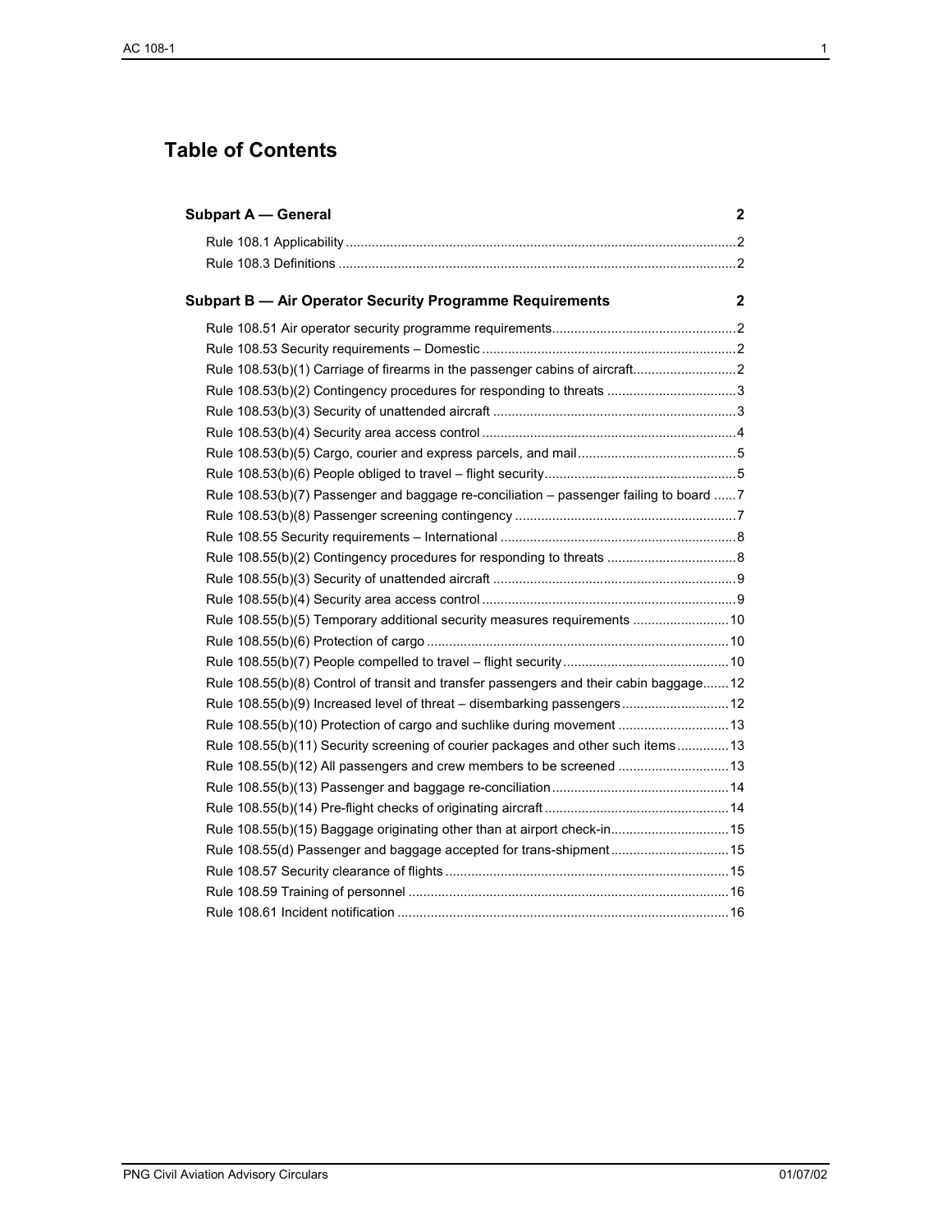# Table of Contents

**Subpart A — General** 2

- Rule 108.1 Applicability ... 2
- Rule 108.3 Definitions ... 2

**Subpart B — Air Operator Security Programme Requirements** 2

- Rule 108.51 Air operator security programme requirements ... 2
- Rule 108.53 Security requirements – Domestic ... 2
- Rule 108.53(b)(1) Carriage of firearms in the passenger cabins of aircraft ... 2
- Rule 108.53(b)(2) Contingency procedures for responding to threats ... 3
- Rule 108.53(b)(3) Security of unattended aircraft ... 3
- Rule 108.53(b)(4) Security area access control ... 4
- Rule 108.53(b)(5) Cargo, courier and express parcels, and mail ... 5
- Rule 108.53(b)(6) People obliged to travel – flight security ... 5
- Rule 108.53(b)(7) Passenger and baggage re-conciliation – passenger failing to board ... 7
- Rule 108.53(b)(8) Passenger screening contingency ... 7
- Rule 108.55 Security requirements – International ... 8
- Rule 108.55(b)(2) Contingency procedures for responding to threats ... 8
- Rule 108.55(b)(3) Security of unattended aircraft ... 9
- Rule 108.55(b)(4) Security area access control ... 9
- Rule 108.55(b)(5) Temporary additional security measures requirements ... 10
- Rule 108.55(b)(6) Protection of cargo ... 10
- Rule 108.55(b)(7) People compelled to travel – flight security ... 10
- Rule 108.55(b)(8) Control of transit and transfer passengers and their cabin baggage ... 12
- Rule 108.55(b)(9) Increased level of threat – disembarking passengers ... 12
- Rule 108.55(b)(10) Protection of cargo and suchlike during movement ... 13
- Rule 108.55(b)(11) Security screening of courier packages and other such items ... 13
- Rule 108.55(b)(12) All passengers and crew members to be screened ... 13
- Rule 108.55(b)(13) Passenger and baggage re-conciliation ... 14
- Rule 108.55(b)(14) Pre-flight checks of originating aircraft ... 14
- Rule 108.55(b)(15) Baggage originating other than at airport check-in ... 15
- Rule 108.55(d) Passenger and baggage accepted for trans-shipment ... 15
- Rule 108.57 Security clearance of flights ... 15
- Rule 108.59 Training of personnel ... 16
- Rule 108.61 Incident notification ... 16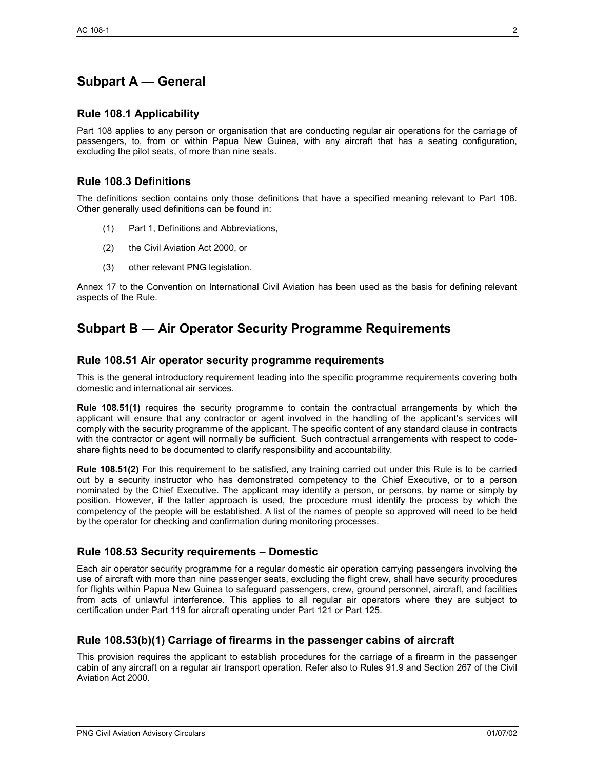# Subpart A — General

## Rule 108.1 Applicability

Part 108 applies to any person or organisation that are conducting regular air operations for the carriage of passengers, to, from or within Papua New Guinea, with any aircraft that has a seating configuration, excluding the pilot seats, of more than nine seats.

## Rule 108.3 Definitions

The definitions section contains only those definitions that have a specified meaning relevant to Part 108. Other generally used definitions can be found in:

(1) Part 1, Definitions and Abbreviations,

(2) the Civil Aviation Act 2000, or

(3) other relevant PNG legislation.

Annex 17 to the Convention on International Civil Aviation has been used as the basis for defining relevant aspects of the Rule.

# Subpart B — Air Operator Security Programme Requirements

## Rule 108.51 Air operator security programme requirements

This is the general introductory requirement leading into the specific programme requirements covering both domestic and international air services.

**Rule 108.51(1)** requires the security programme to contain the contractual arrangements by which the applicant will ensure that any contractor or agent involved in the handling of the applicant's services will comply with the security programme of the applicant. The specific content of any standard clause in contracts with the contractor or agent will normally be sufficient. Such contractual arrangements with respect to code-share flights need to be documented to clarify responsibility and accountability.

**Rule 108.51(2)** For this requirement to be satisfied, any training carried out under this Rule is to be carried out by a security instructor who has demonstrated competency to the Chief Executive, or to a person nominated by the Chief Executive. The applicant may identify a person, or persons, by name or simply by position. However, if the latter approach is used, the procedure must identify the process by which the competency of the people will be established. A list of the names of people so approved will need to be held by the operator for checking and confirmation during monitoring processes.

## Rule 108.53 Security requirements – Domestic

Each air operator security programme for a regular domestic air operation carrying passengers involving the use of aircraft with more than nine passenger seats, excluding the flight crew, shall have security procedures for flights within Papua New Guinea to safeguard passengers, crew, ground personnel, aircraft, and facilities from acts of unlawful interference. This applies to all regular air operators where they are subject to certification under Part 119 for aircraft operating under Part 121 or Part 125.

## Rule 108.53(b)(1) Carriage of firearms in the passenger cabins of aircraft

This provision requires the applicant to establish procedures for the carriage of a firearm in the passenger cabin of any aircraft on a regular air transport operation. Refer also to Rules 91.9 and Section 267 of the Civil Aviation Act 2000.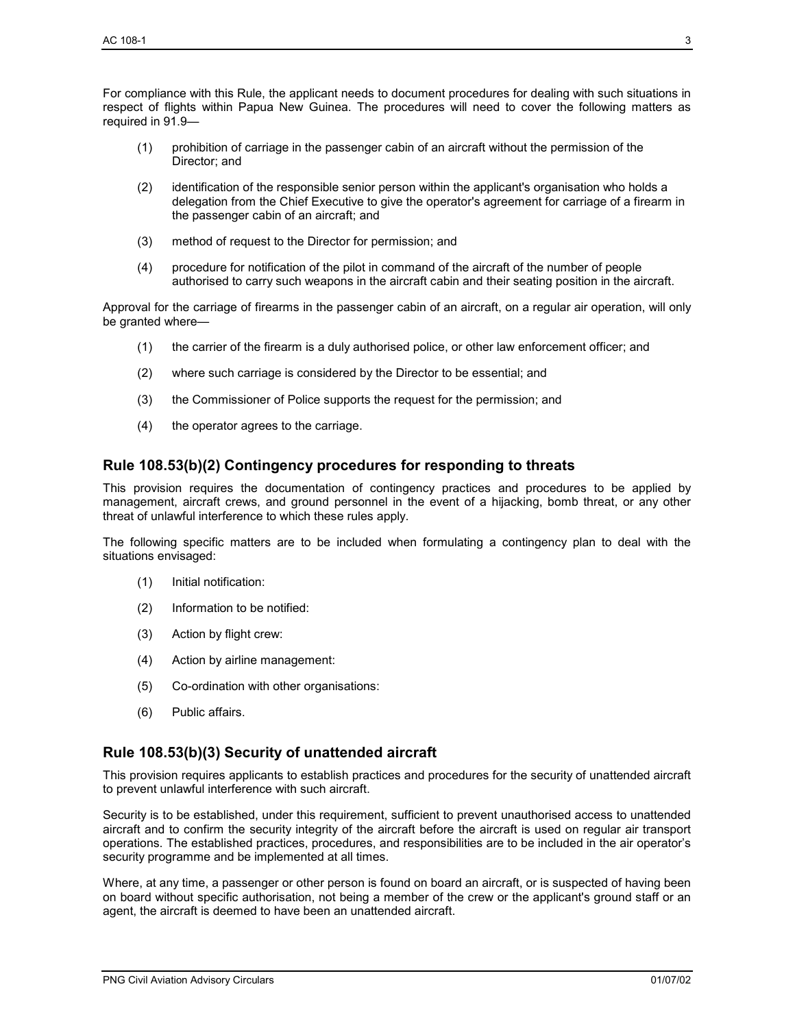For compliance with this Rule, the applicant needs to document procedures for dealing with such situations in respect of flights within Papua New Guinea. The procedures will need to cover the following matters as required in 91.9—

(1) prohibition of carriage in the passenger cabin of an aircraft without the permission of the Director; and

(2) identification of the responsible senior person within the applicant's organisation who holds a delegation from the Chief Executive to give the operator's agreement for carriage of a firearm in the passenger cabin of an aircraft; and

(3) method of request to the Director for permission; and

(4) procedure for notification of the pilot in command of the aircraft of the number of people authorised to carry such weapons in the aircraft cabin and their seating position in the aircraft.

Approval for the carriage of firearms in the passenger cabin of an aircraft, on a regular air operation, will only be granted where—

(1) the carrier of the firearm is a duly authorised police, or other law enforcement officer; and

(2) where such carriage is considered by the Director to be essential; and

(3) the Commissioner of Police supports the request for the permission; and

(4) the operator agrees to the carriage.

## Rule 108.53(b)(2) Contingency procedures for responding to threats

This provision requires the documentation of contingency practices and procedures to be applied by management, aircraft crews, and ground personnel in the event of a hijacking, bomb threat, or any other threat of unlawful interference to which these rules apply.

The following specific matters are to be included when formulating a contingency plan to deal with the situations envisaged:

(1) Initial notification:

(2) Information to be notified:

(3) Action by flight crew:

(4) Action by airline management:

(5) Co-ordination with other organisations:

(6) Public affairs.

## Rule 108.53(b)(3) Security of unattended aircraft

This provision requires applicants to establish practices and procedures for the security of unattended aircraft to prevent unlawful interference with such aircraft.

Security is to be established, under this requirement, sufficient to prevent unauthorised access to unattended aircraft and to confirm the security integrity of the aircraft before the aircraft is used on regular air transport operations. The established practices, procedures, and responsibilities are to be included in the air operator's security programme and be implemented at all times.

Where, at any time, a passenger or other person is found on board an aircraft, or is suspected of having been on board without specific authorisation, not being a member of the crew or the applicant's ground staff or an agent, the aircraft is deemed to have been an unattended aircraft.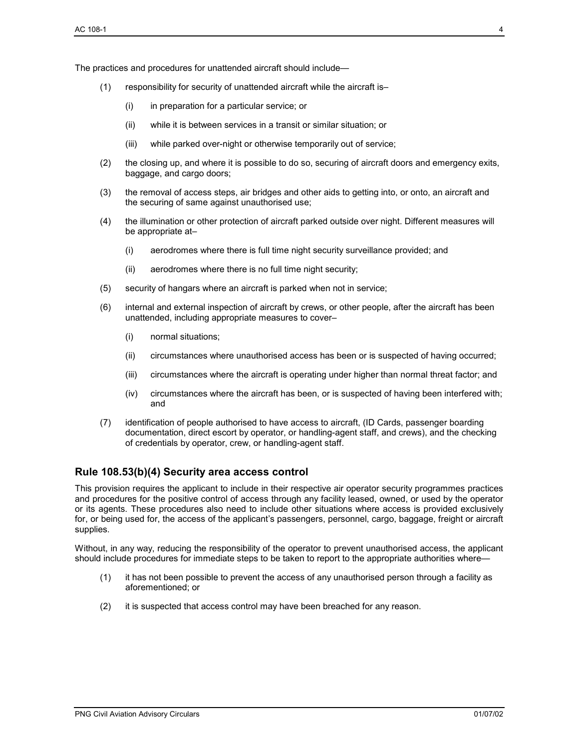The practices and procedures for unattended aircraft should include—

(1) responsibility for security of unattended aircraft while the aircraft is–

  (i) in preparation for a particular service; or

  (ii) while it is between services in a transit or similar situation; or

  (iii) while parked over-night or otherwise temporarily out of service;

(2) the closing up, and where it is possible to do so, securing of aircraft doors and emergency exits, baggage, and cargo doors;

(3) the removal of access steps, air bridges and other aids to getting into, or onto, an aircraft and the securing of same against unauthorised use;

(4) the illumination or other protection of aircraft parked outside over night. Different measures will be appropriate at–

  (i) aerodromes where there is full time night security surveillance provided; and

  (ii) aerodromes where there is no full time night security;

(5) security of hangars where an aircraft is parked when not in service;

(6) internal and external inspection of aircraft by crews, or other people, after the aircraft has been unattended, including appropriate measures to cover–

  (i) normal situations;

  (ii) circumstances where unauthorised access has been or is suspected of having occurred;

  (iii) circumstances where the aircraft is operating under higher than normal threat factor; and

  (iv) circumstances where the aircraft has been, or is suspected of having been interfered with; and

(7) identification of people authorised to have access to aircraft, (ID Cards, passenger boarding documentation, direct escort by operator, or handling-agent staff, and crews), and the checking of credentials by operator, crew, or handling-agent staff.

## Rule 108.53(b)(4) Security area access control

This provision requires the applicant to include in their respective air operator security programmes practices and procedures for the positive control of access through any facility leased, owned, or used by the operator or its agents. These procedures also need to include other situations where access is provided exclusively for, or being used for, the access of the applicant's passengers, personnel, cargo, baggage, freight or aircraft supplies.

Without, in any way, reducing the responsibility of the operator to prevent unauthorised access, the applicant should include procedures for immediate steps to be taken to report to the appropriate authorities where—

(1) it has not been possible to prevent the access of any unauthorised person through a facility as aforementioned; or

(2) it is suspected that access control may have been breached for any reason.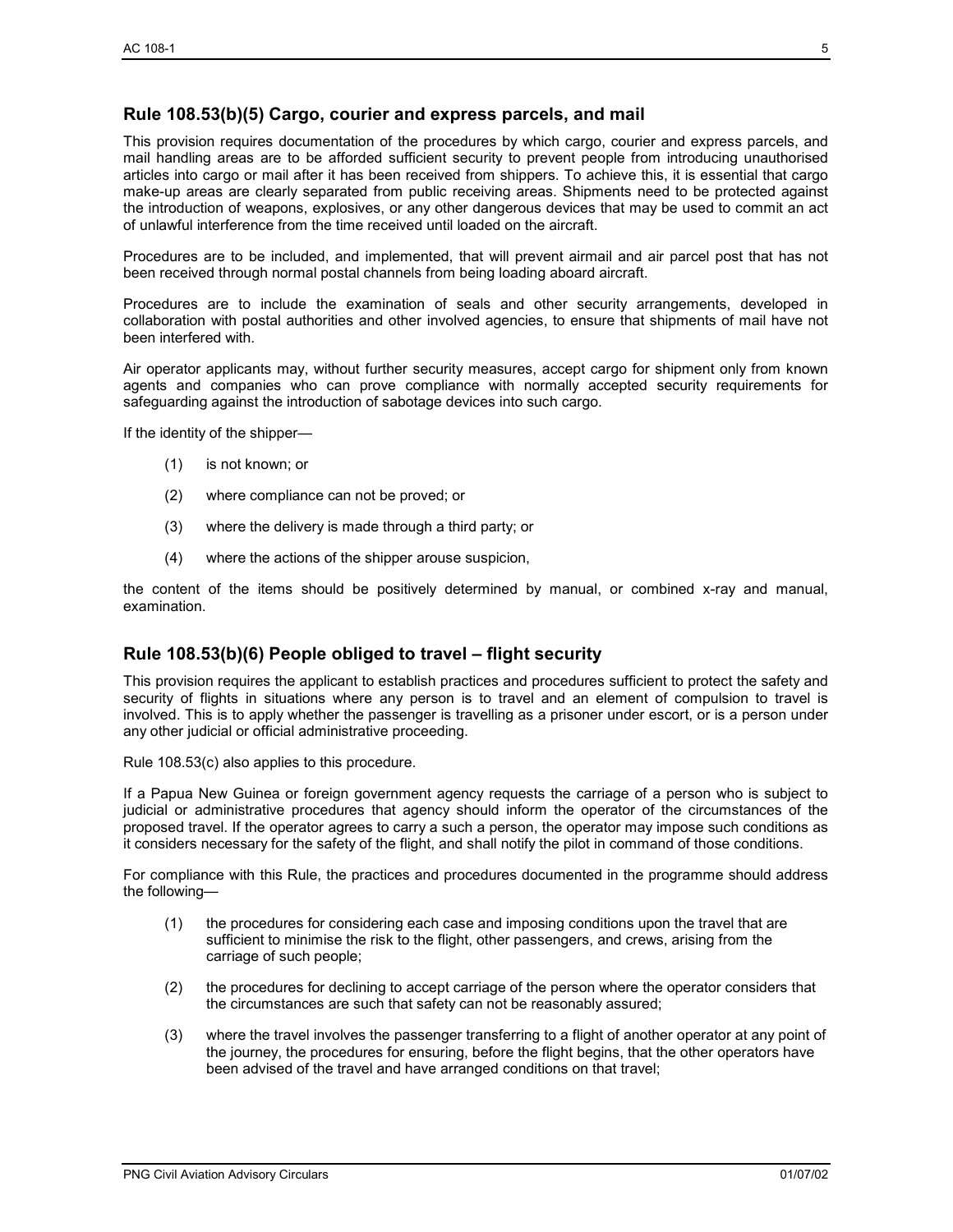## Rule 108.53(b)(5) Cargo, courier and express parcels, and mail

This provision requires documentation of the procedures by which cargo, courier and express parcels, and mail handling areas are to be afforded sufficient security to prevent people from introducing unauthorised articles into cargo or mail after it has been received from shippers. To achieve this, it is essential that cargo make-up areas are clearly separated from public receiving areas. Shipments need to be protected against the introduction of weapons, explosives, or any other dangerous devices that may be used to commit an act of unlawful interference from the time received until loaded on the aircraft.

Procedures are to be included, and implemented, that will prevent airmail and air parcel post that has not been received through normal postal channels from being loading aboard aircraft.

Procedures are to include the examination of seals and other security arrangements, developed in collaboration with postal authorities and other involved agencies, to ensure that shipments of mail have not been interfered with.

Air operator applicants may, without further security measures, accept cargo for shipment only from known agents and companies who can prove compliance with normally accepted security requirements for safeguarding against the introduction of sabotage devices into such cargo.

If the identity of the shipper—

(1) is not known; or

(2) where compliance can not be proved; or

(3) where the delivery is made through a third party; or

(4) where the actions of the shipper arouse suspicion,

the content of the items should be positively determined by manual, or combined x-ray and manual, examination.

## Rule 108.53(b)(6) People obliged to travel – flight security

This provision requires the applicant to establish practices and procedures sufficient to protect the safety and security of flights in situations where any person is to travel and an element of compulsion to travel is involved. This is to apply whether the passenger is travelling as a prisoner under escort, or is a person under any other judicial or official administrative proceeding.

Rule 108.53(c) also applies to this procedure.

If a Papua New Guinea or foreign government agency requests the carriage of a person who is subject to judicial or administrative procedures that agency should inform the operator of the circumstances of the proposed travel. If the operator agrees to carry a such a person, the operator may impose such conditions as it considers necessary for the safety of the flight, and shall notify the pilot in command of those conditions.

For compliance with this Rule, the practices and procedures documented in the programme should address the following—

(1) the procedures for considering each case and imposing conditions upon the travel that are sufficient to minimise the risk to the flight, other passengers, and crews, arising from the carriage of such people;

(2) the procedures for declining to accept carriage of the person where the operator considers that the circumstances are such that safety can not be reasonably assured;

(3) where the travel involves the passenger transferring to a flight of another operator at any point of the journey, the procedures for ensuring, before the flight begins, that the other operators have been advised of the travel and have arranged conditions on that travel;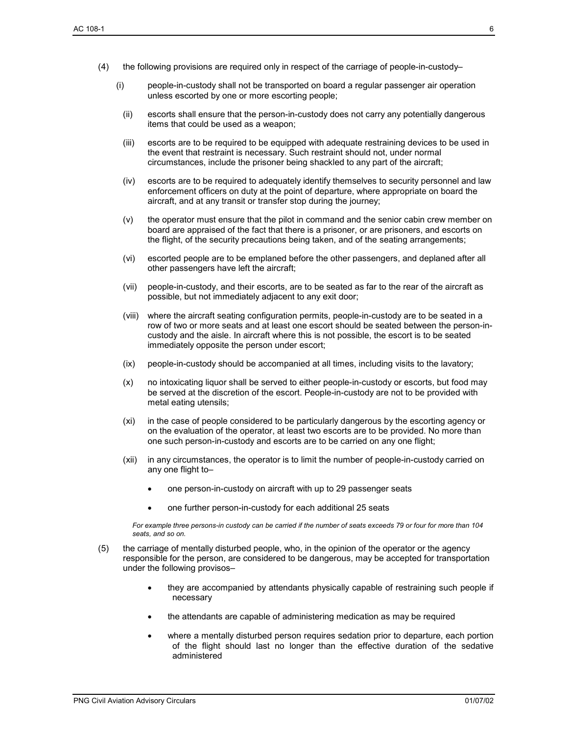(4) the following provisions are required only in respect of the carriage of people-in-custody–

   (i) people-in-custody shall not be transported on board a regular passenger air operation unless escorted by one or more escorting people;

   (ii) escorts shall ensure that the person-in-custody does not carry any potentially dangerous items that could be used as a weapon;

   (iii) escorts are to be required to be equipped with adequate restraining devices to be used in the event that restraint is necessary. Such restraint should not, under normal circumstances, include the prisoner being shackled to any part of the aircraft;

   (iv) escorts are to be required to adequately identify themselves to security personnel and law enforcement officers on duty at the point of departure, where appropriate on board the aircraft, and at any transit or transfer stop during the journey;

   (v) the operator must ensure that the pilot in command and the senior cabin crew member on board are appraised of the fact that there is a prisoner, or are prisoners, and escorts on the flight, of the security precautions being taken, and of the seating arrangements;

   (vi) escorted people are to be emplaned before the other passengers, and deplaned after all other passengers have left the aircraft;

   (vii) people-in-custody, and their escorts, are to be seated as far to the rear of the aircraft as possible, but not immediately adjacent to any exit door;

   (viii) where the aircraft seating configuration permits, people-in-custody are to be seated in a row of two or more seats and at least one escort should be seated between the person-in-custody and the aisle. In aircraft where this is not possible, the escort is to be seated immediately opposite the person under escort;

   (ix) people-in-custody should be accompanied at all times, including visits to the lavatory;

   (x) no intoxicating liquor shall be served to either people-in-custody or escorts, but food may be served at the discretion of the escort. People-in-custody are not to be provided with metal eating utensils;

   (xi) in the case of people considered to be particularly dangerous by the escorting agency or on the evaluation of the operator, at least two escorts are to be provided. No more than one such person-in-custody and escorts are to be carried on any one flight;

   (xii) in any circumstances, the operator is to limit the number of people-in-custody carried on any one flight to–

      - one person-in-custody on aircraft with up to 29 passenger seats
      - one further person-in-custody for each additional 25 seats

   *For example three persons-in custody can be carried if the number of seats exceeds 79 or four for more than 104 seats, and so on.*

(5) the carriage of mentally disturbed people, who, in the opinion of the operator or the agency responsible for the person, are considered to be dangerous, may be accepted for transportation under the following provisos–

   - they are accompanied by attendants physically capable of restraining such people if necessary
   - the attendants are capable of administering medication as may be required
   - where a mentally disturbed person requires sedation prior to departure, each portion of the flight should last no longer than the effective duration of the sedative administered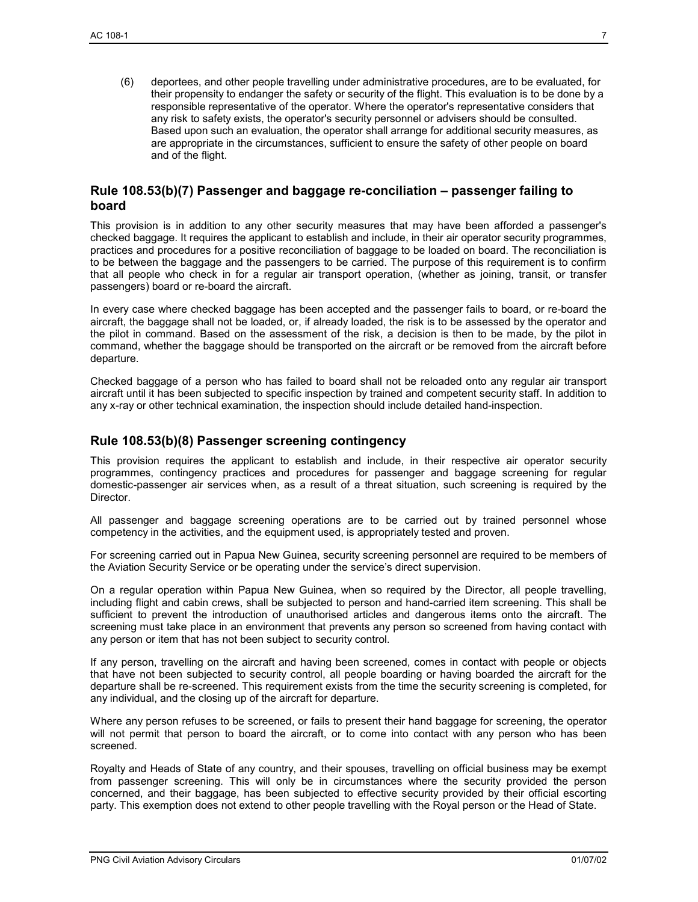(6) deportees, and other people travelling under administrative procedures, are to be evaluated, for their propensity to endanger the safety or security of the flight. This evaluation is to be done by a responsible representative of the operator. Where the operator's representative considers that any risk to safety exists, the operator's security personnel or advisers should be consulted. Based upon such an evaluation, the operator shall arrange for additional security measures, as are appropriate in the circumstances, sufficient to ensure the safety of other people on board and of the flight.

## Rule 108.53(b)(7) Passenger and baggage re-conciliation – passenger failing to board

This provision is in addition to any other security measures that may have been afforded a passenger's checked baggage. It requires the applicant to establish and include, in their air operator security programmes, practices and procedures for a positive reconciliation of baggage to be loaded on board. The reconciliation is to be between the baggage and the passengers to be carried. The purpose of this requirement is to confirm that all people who check in for a regular air transport operation, (whether as joining, transit, or transfer passengers) board or re-board the aircraft.

In every case where checked baggage has been accepted and the passenger fails to board, or re-board the aircraft, the baggage shall not be loaded, or, if already loaded, the risk is to be assessed by the operator and the pilot in command. Based on the assessment of the risk, a decision is then to be made, by the pilot in command, whether the baggage should be transported on the aircraft or be removed from the aircraft before departure.

Checked baggage of a person who has failed to board shall not be reloaded onto any regular air transport aircraft until it has been subjected to specific inspection by trained and competent security staff. In addition to any x-ray or other technical examination, the inspection should include detailed hand-inspection.

## Rule 108.53(b)(8) Passenger screening contingency

This provision requires the applicant to establish and include, in their respective air operator security programmes, contingency practices and procedures for passenger and baggage screening for regular domestic-passenger air services when, as a result of a threat situation, such screening is required by the Director.

All passenger and baggage screening operations are to be carried out by trained personnel whose competency in the activities, and the equipment used, is appropriately tested and proven.

For screening carried out in Papua New Guinea, security screening personnel are required to be members of the Aviation Security Service or be operating under the service's direct supervision.

On a regular operation within Papua New Guinea, when so required by the Director, all people travelling, including flight and cabin crews, shall be subjected to person and hand-carried item screening. This shall be sufficient to prevent the introduction of unauthorised articles and dangerous items onto the aircraft. The screening must take place in an environment that prevents any person so screened from having contact with any person or item that has not been subject to security control.

If any person, travelling on the aircraft and having been screened, comes in contact with people or objects that have not been subjected to security control, all people boarding or having boarded the aircraft for the departure shall be re-screened. This requirement exists from the time the security screening is completed, for any individual, and the closing up of the aircraft for departure.

Where any person refuses to be screened, or fails to present their hand baggage for screening, the operator will not permit that person to board the aircraft, or to come into contact with any person who has been screened.

Royalty and Heads of State of any country, and their spouses, travelling on official business may be exempt from passenger screening. This will only be in circumstances where the security provided the person concerned, and their baggage, has been subjected to effective security provided by their official escorting party. This exemption does not extend to other people travelling with the Royal person or the Head of State.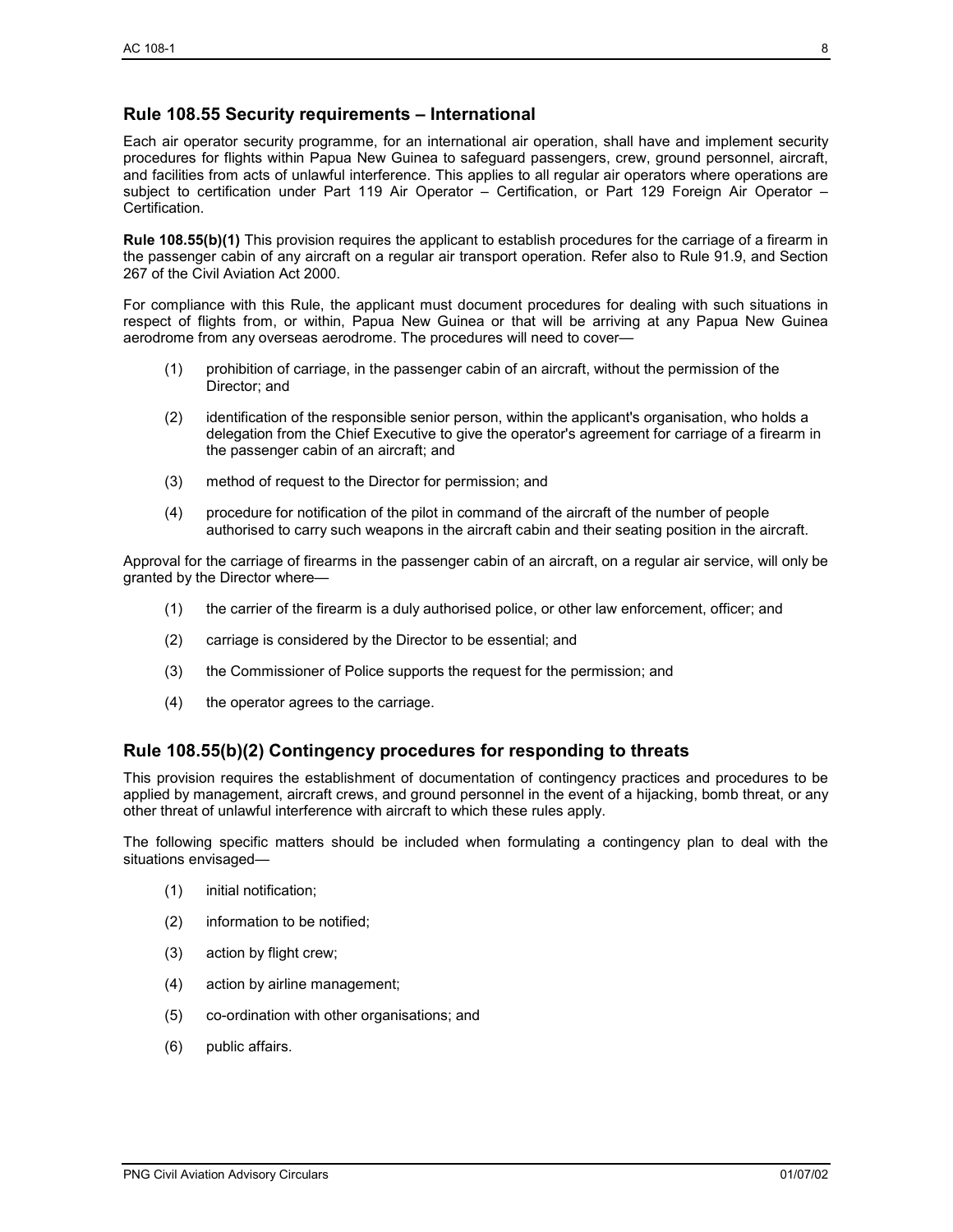## Rule 108.55 Security requirements – International

Each air operator security programme, for an international air operation, shall have and implement security procedures for flights within Papua New Guinea to safeguard passengers, crew, ground personnel, aircraft, and facilities from acts of unlawful interference. This applies to all regular air operators where operations are subject to certification under Part 119 Air Operator – Certification, or Part 129 Foreign Air Operator – Certification.

**Rule 108.55(b)(1)** This provision requires the applicant to establish procedures for the carriage of a firearm in the passenger cabin of any aircraft on a regular air transport operation. Refer also to Rule 91.9, and Section 267 of the Civil Aviation Act 2000.

For compliance with this Rule, the applicant must document procedures for dealing with such situations in respect of flights from, or within, Papua New Guinea or that will be arriving at any Papua New Guinea aerodrome from any overseas aerodrome. The procedures will need to cover—

(1) prohibition of carriage, in the passenger cabin of an aircraft, without the permission of the Director; and

(2) identification of the responsible senior person, within the applicant's organisation, who holds a delegation from the Chief Executive to give the operator's agreement for carriage of a firearm in the passenger cabin of an aircraft; and

(3) method of request to the Director for permission; and

(4) procedure for notification of the pilot in command of the aircraft of the number of people authorised to carry such weapons in the aircraft cabin and their seating position in the aircraft.

Approval for the carriage of firearms in the passenger cabin of an aircraft, on a regular air service, will only be granted by the Director where—

(1) the carrier of the firearm is a duly authorised police, or other law enforcement, officer; and

(2) carriage is considered by the Director to be essential; and

(3) the Commissioner of Police supports the request for the permission; and

(4) the operator agrees to the carriage.

## Rule 108.55(b)(2) Contingency procedures for responding to threats

This provision requires the establishment of documentation of contingency practices and procedures to be applied by management, aircraft crews, and ground personnel in the event of a hijacking, bomb threat, or any other threat of unlawful interference with aircraft to which these rules apply.

The following specific matters should be included when formulating a contingency plan to deal with the situations envisaged—

(1) initial notification;

(2) information to be notified;

(3) action by flight crew;

(4) action by airline management;

(5) co-ordination with other organisations; and

(6) public affairs.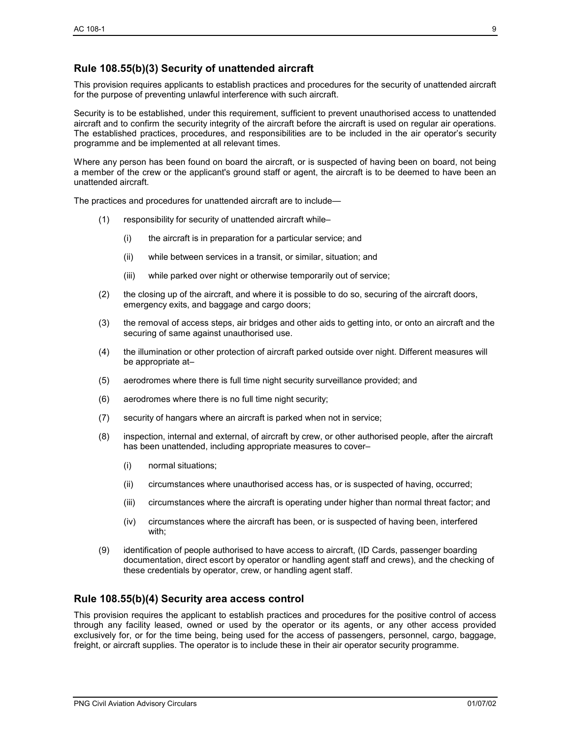## Rule 108.55(b)(3) Security of unattended aircraft

This provision requires applicants to establish practices and procedures for the security of unattended aircraft for the purpose of preventing unlawful interference with such aircraft.

Security is to be established, under this requirement, sufficient to prevent unauthorised access to unattended aircraft and to confirm the security integrity of the aircraft before the aircraft is used on regular air operations. The established practices, procedures, and responsibilities are to be included in the air operator's security programme and be implemented at all relevant times.

Where any person has been found on board the aircraft, or is suspected of having been on board, not being a member of the crew or the applicant's ground staff or agent, the aircraft is to be deemed to have been an unattended aircraft.

The practices and procedures for unattended aircraft are to include—

(1) responsibility for security of unattended aircraft while–

  (i) the aircraft is in preparation for a particular service; and

  (ii) while between services in a transit, or similar, situation; and

  (iii) while parked over night or otherwise temporarily out of service;

(2) the closing up of the aircraft, and where it is possible to do so, securing of the aircraft doors, emergency exits, and baggage and cargo doors;

(3) the removal of access steps, air bridges and other aids to getting into, or onto an aircraft and the securing of same against unauthorised use.

(4) the illumination or other protection of aircraft parked outside over night. Different measures will be appropriate at–

(5) aerodromes where there is full time night security surveillance provided; and

(6) aerodromes where there is no full time night security;

(7) security of hangars where an aircraft is parked when not in service;

(8) inspection, internal and external, of aircraft by crew, or other authorised people, after the aircraft has been unattended, including appropriate measures to cover–

  (i) normal situations;

  (ii) circumstances where unauthorised access has, or is suspected of having, occurred;

  (iii) circumstances where the aircraft is operating under higher than normal threat factor; and

  (iv) circumstances where the aircraft has been, or is suspected of having been, interfered with;

(9) identification of people authorised to have access to aircraft, (ID Cards, passenger boarding documentation, direct escort by operator or handling agent staff and crews), and the checking of these credentials by operator, crew, or handling agent staff.

## Rule 108.55(b)(4) Security area access control

This provision requires the applicant to establish practices and procedures for the positive control of access through any facility leased, owned or used by the operator or its agents, or any other access provided exclusively for, or for the time being, being used for the access of passengers, personnel, cargo, baggage, freight, or aircraft supplies. The operator is to include these in their air operator security programme.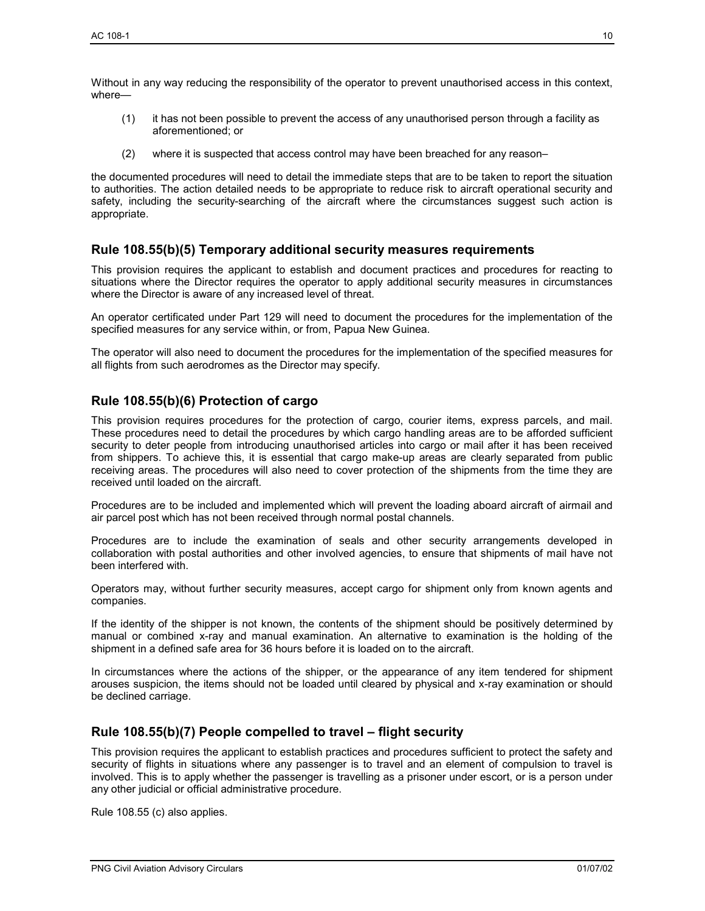Without in any way reducing the responsibility of the operator to prevent unauthorised access in this context, where—

(1) it has not been possible to prevent the access of any unauthorised person through a facility as aforementioned; or

(2) where it is suspected that access control may have been breached for any reason–

the documented procedures will need to detail the immediate steps that are to be taken to report the situation to authorities. The action detailed needs to be appropriate to reduce risk to aircraft operational security and safety, including the security-searching of the aircraft where the circumstances suggest such action is appropriate.

## Rule 108.55(b)(5) Temporary additional security measures requirements

This provision requires the applicant to establish and document practices and procedures for reacting to situations where the Director requires the operator to apply additional security measures in circumstances where the Director is aware of any increased level of threat.

An operator certificated under Part 129 will need to document the procedures for the implementation of the specified measures for any service within, or from, Papua New Guinea.

The operator will also need to document the procedures for the implementation of the specified measures for all flights from such aerodromes as the Director may specify.

## Rule 108.55(b)(6) Protection of cargo

This provision requires procedures for the protection of cargo, courier items, express parcels, and mail. These procedures need to detail the procedures by which cargo handling areas are to be afforded sufficient security to deter people from introducing unauthorised articles into cargo or mail after it has been received from shippers. To achieve this, it is essential that cargo make-up areas are clearly separated from public receiving areas. The procedures will also need to cover protection of the shipments from the time they are received until loaded on the aircraft.

Procedures are to be included and implemented which will prevent the loading aboard aircraft of airmail and air parcel post which has not been received through normal postal channels.

Procedures are to include the examination of seals and other security arrangements developed in collaboration with postal authorities and other involved agencies, to ensure that shipments of mail have not been interfered with.

Operators may, without further security measures, accept cargo for shipment only from known agents and companies.

If the identity of the shipper is not known, the contents of the shipment should be positively determined by manual or combined x-ray and manual examination. An alternative to examination is the holding of the shipment in a defined safe area for 36 hours before it is loaded on to the aircraft.

In circumstances where the actions of the shipper, or the appearance of any item tendered for shipment arouses suspicion, the items should not be loaded until cleared by physical and x-ray examination or should be declined carriage.

## Rule 108.55(b)(7) People compelled to travel – flight security

This provision requires the applicant to establish practices and procedures sufficient to protect the safety and security of flights in situations where any passenger is to travel and an element of compulsion to travel is involved. This is to apply whether the passenger is travelling as a prisoner under escort, or is a person under any other judicial or official administrative procedure.

Rule 108.55 (c) also applies.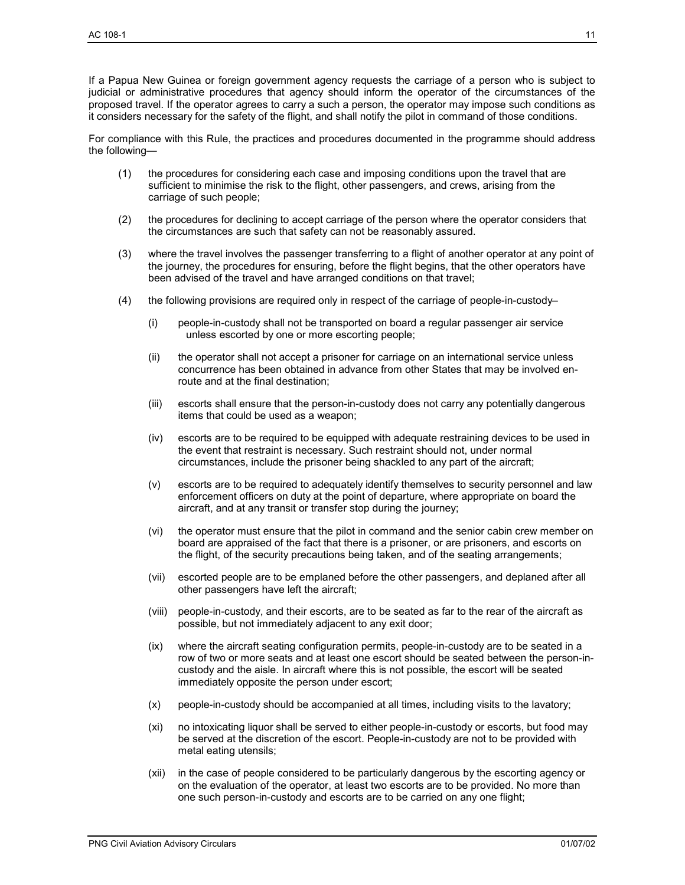If a Papua New Guinea or foreign government agency requests the carriage of a person who is subject to judicial or administrative procedures that agency should inform the operator of the circumstances of the proposed travel. If the operator agrees to carry a such a person, the operator may impose such conditions as it considers necessary for the safety of the flight, and shall notify the pilot in command of those conditions.

For compliance with this Rule, the practices and procedures documented in the programme should address the following—

(1) the procedures for considering each case and imposing conditions upon the travel that are sufficient to minimise the risk to the flight, other passengers, and crews, arising from the carriage of such people;

(2) the procedures for declining to accept carriage of the person where the operator considers that the circumstances are such that safety can not be reasonably assured.

(3) where the travel involves the passenger transferring to a flight of another operator at any point of the journey, the procedures for ensuring, before the flight begins, that the other operators have been advised of the travel and have arranged conditions on that travel;

(4) the following provisions are required only in respect of the carriage of people-in-custody–

   (i) people-in-custody shall not be transported on board a regular passenger air service unless escorted by one or more escorting people;

   (ii) the operator shall not accept a prisoner for carriage on an international service unless concurrence has been obtained in advance from other States that may be involved en-route and at the final destination;

   (iii) escorts shall ensure that the person-in-custody does not carry any potentially dangerous items that could be used as a weapon;

   (iv) escorts are to be required to be equipped with adequate restraining devices to be used in the event that restraint is necessary. Such restraint should not, under normal circumstances, include the prisoner being shackled to any part of the aircraft;

   (v) escorts are to be required to adequately identify themselves to security personnel and law enforcement officers on duty at the point of departure, where appropriate on board the aircraft, and at any transit or transfer stop during the journey;

   (vi) the operator must ensure that the pilot in command and the senior cabin crew member on board are appraised of the fact that there is a prisoner, or are prisoners, and escorts on the flight, of the security precautions being taken, and of the seating arrangements;

   (vii) escorted people are to be emplaned before the other passengers, and deplaned after all other passengers have left the aircraft;

   (viii) people-in-custody, and their escorts, are to be seated as far to the rear of the aircraft as possible, but not immediately adjacent to any exit door;

   (ix) where the aircraft seating configuration permits, people-in-custody are to be seated in a row of two or more seats and at least one escort should be seated between the person-in-custody and the aisle. In aircraft where this is not possible, the escort will be seated immediately opposite the person under escort;

   (x) people-in-custody should be accompanied at all times, including visits to the lavatory;

   (xi) no intoxicating liquor shall be served to either people-in-custody or escorts, but food may be served at the discretion of the escort. People-in-custody are not to be provided with metal eating utensils;

   (xii) in the case of people considered to be particularly dangerous by the escorting agency or on the evaluation of the operator, at least two escorts are to be provided. No more than one such person-in-custody and escorts are to be carried on any one flight;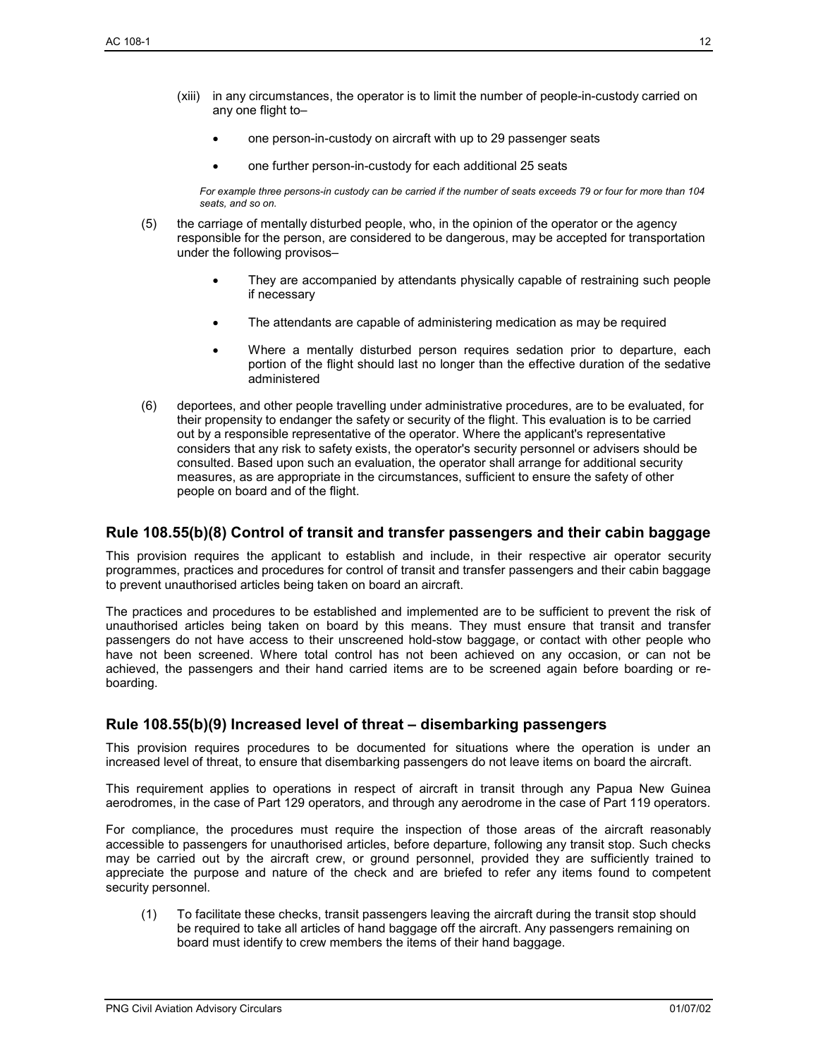(xiii) in any circumstances, the operator is to limit the number of people-in-custody carried on any one flight to–

- one person-in-custody on aircraft with up to 29 passenger seats
- one further person-in-custody for each additional 25 seats

*For example three persons-in custody can be carried if the number of seats exceeds 79 or four for more than 104 seats, and so on.*

(5) the carriage of mentally disturbed people, who, in the opinion of the operator or the agency responsible for the person, are considered to be dangerous, may be accepted for transportation under the following provisos–

- They are accompanied by attendants physically capable of restraining such people if necessary
- The attendants are capable of administering medication as may be required
- Where a mentally disturbed person requires sedation prior to departure, each portion of the flight should last no longer than the effective duration of the sedative administered

(6) deportees, and other people travelling under administrative procedures, are to be evaluated, for their propensity to endanger the safety or security of the flight. This evaluation is to be carried out by a responsible representative of the operator. Where the applicant's representative considers that any risk to safety exists, the operator's security personnel or advisers should be consulted. Based upon such an evaluation, the operator shall arrange for additional security measures, as are appropriate in the circumstances, sufficient to ensure the safety of other people on board and of the flight.

## Rule 108.55(b)(8) Control of transit and transfer passengers and their cabin baggage

This provision requires the applicant to establish and include, in their respective air operator security programmes, practices and procedures for control of transit and transfer passengers and their cabin baggage to prevent unauthorised articles being taken on board an aircraft.

The practices and procedures to be established and implemented are to be sufficient to prevent the risk of unauthorised articles being taken on board by this means. They must ensure that transit and transfer passengers do not have access to their unscreened hold-stow baggage, or contact with other people who have not been screened. Where total control has not been achieved on any occasion, or can not be achieved, the passengers and their hand carried items are to be screened again before boarding or re-boarding.

## Rule 108.55(b)(9) Increased level of threat – disembarking passengers

This provision requires procedures to be documented for situations where the operation is under an increased level of threat, to ensure that disembarking passengers do not leave items on board the aircraft.

This requirement applies to operations in respect of aircraft in transit through any Papua New Guinea aerodromes, in the case of Part 129 operators, and through any aerodrome in the case of Part 119 operators.

For compliance, the procedures must require the inspection of those areas of the aircraft reasonably accessible to passengers for unauthorised articles, before departure, following any transit stop. Such checks may be carried out by the aircraft crew, or ground personnel, provided they are sufficiently trained to appreciate the purpose and nature of the check and are briefed to refer any items found to competent security personnel.

(1) To facilitate these checks, transit passengers leaving the aircraft during the transit stop should be required to take all articles of hand baggage off the aircraft. Any passengers remaining on board must identify to crew members the items of their hand baggage.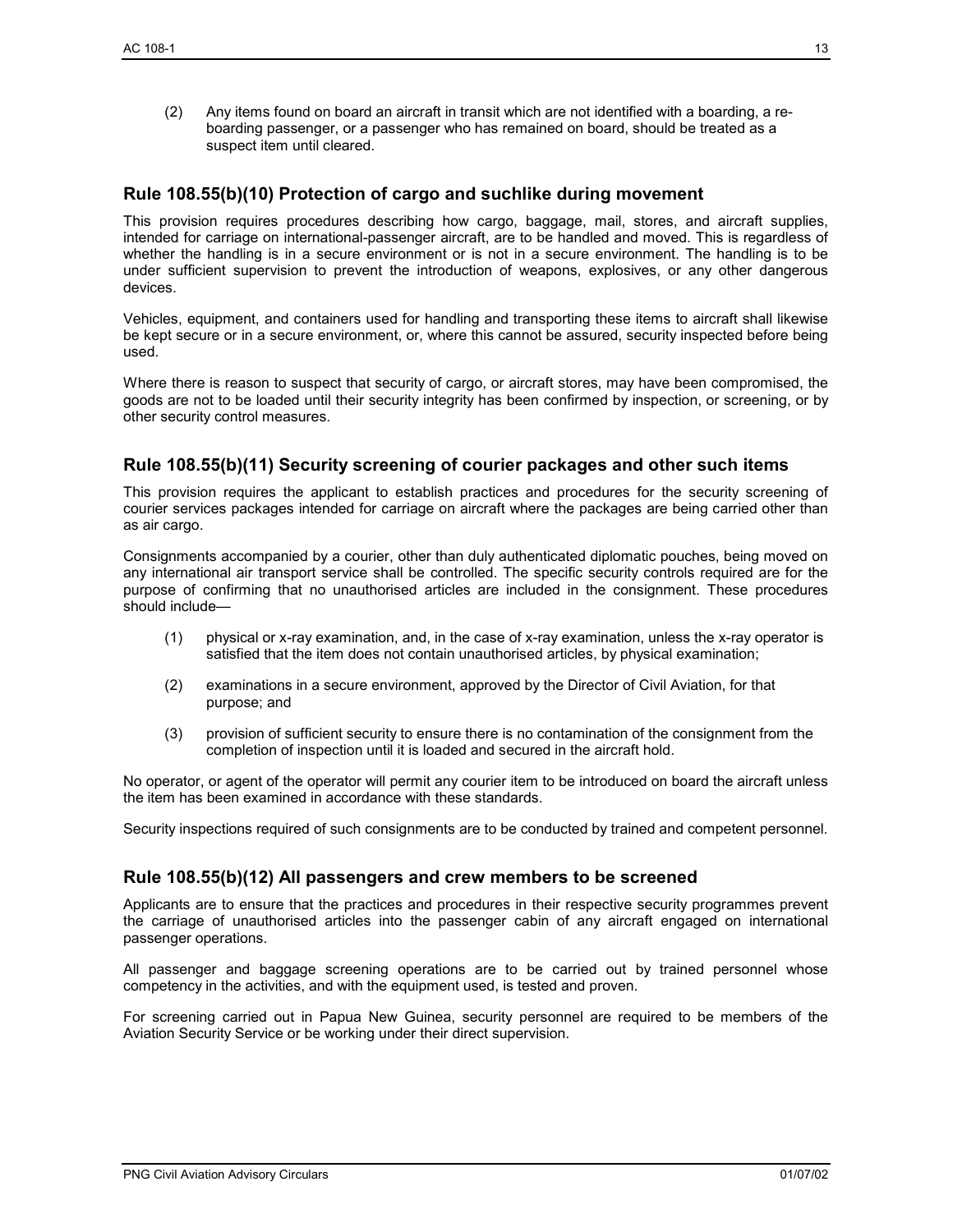(2) Any items found on board an aircraft in transit which are not identified with a boarding, a re-boarding passenger, or a passenger who has remained on board, should be treated as a suspect item until cleared.

## Rule 108.55(b)(10) Protection of cargo and suchlike during movement

This provision requires procedures describing how cargo, baggage, mail, stores, and aircraft supplies, intended for carriage on international-passenger aircraft, are to be handled and moved. This is regardless of whether the handling is in a secure environment or is not in a secure environment. The handling is to be under sufficient supervision to prevent the introduction of weapons, explosives, or any other dangerous devices.

Vehicles, equipment, and containers used for handling and transporting these items to aircraft shall likewise be kept secure or in a secure environment, or, where this cannot be assured, security inspected before being used.

Where there is reason to suspect that security of cargo, or aircraft stores, may have been compromised, the goods are not to be loaded until their security integrity has been confirmed by inspection, or screening, or by other security control measures.

## Rule 108.55(b)(11) Security screening of courier packages and other such items

This provision requires the applicant to establish practices and procedures for the security screening of courier services packages intended for carriage on aircraft where the packages are being carried other than as air cargo.

Consignments accompanied by a courier, other than duly authenticated diplomatic pouches, being moved on any international air transport service shall be controlled. The specific security controls required are for the purpose of confirming that no unauthorised articles are included in the consignment. These procedures should include—

(1) physical or x-ray examination, and, in the case of x-ray examination, unless the x-ray operator is satisfied that the item does not contain unauthorised articles, by physical examination;

(2) examinations in a secure environment, approved by the Director of Civil Aviation, for that purpose; and

(3) provision of sufficient security to ensure there is no contamination of the consignment from the completion of inspection until it is loaded and secured in the aircraft hold.

No operator, or agent of the operator will permit any courier item to be introduced on board the aircraft unless the item has been examined in accordance with these standards.

Security inspections required of such consignments are to be conducted by trained and competent personnel.

## Rule 108.55(b)(12) All passengers and crew members to be screened

Applicants are to ensure that the practices and procedures in their respective security programmes prevent the carriage of unauthorised articles into the passenger cabin of any aircraft engaged on international passenger operations.

All passenger and baggage screening operations are to be carried out by trained personnel whose competency in the activities, and with the equipment used, is tested and proven.

For screening carried out in Papua New Guinea, security personnel are required to be members of the Aviation Security Service or be working under their direct supervision.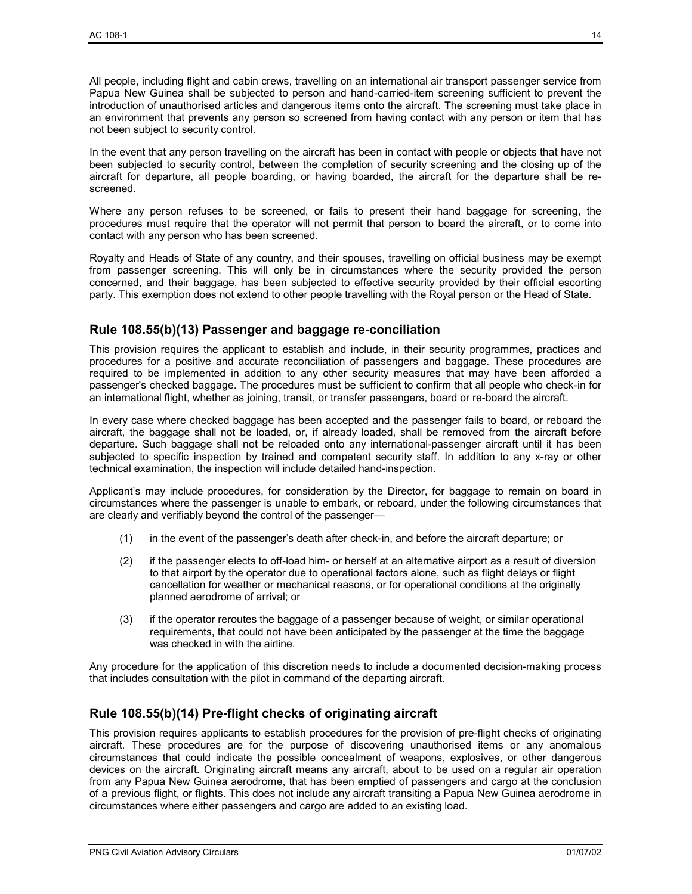All people, including flight and cabin crews, travelling on an international air transport passenger service from Papua New Guinea shall be subjected to person and hand-carried-item screening sufficient to prevent the introduction of unauthorised articles and dangerous items onto the aircraft. The screening must take place in an environment that prevents any person so screened from having contact with any person or item that has not been subject to security control.

In the event that any person travelling on the aircraft has been in contact with people or objects that have not been subjected to security control, between the completion of security screening and the closing up of the aircraft for departure, all people boarding, or having boarded, the aircraft for the departure shall be re-screened.

Where any person refuses to be screened, or fails to present their hand baggage for screening, the procedures must require that the operator will not permit that person to board the aircraft, or to come into contact with any person who has been screened.

Royalty and Heads of State of any country, and their spouses, travelling on official business may be exempt from passenger screening. This will only be in circumstances where the security provided the person concerned, and their baggage, has been subjected to effective security provided by their official escorting party. This exemption does not extend to other people travelling with the Royal person or the Head of State.

## Rule 108.55(b)(13) Passenger and baggage re-conciliation

This provision requires the applicant to establish and include, in their security programmes, practices and procedures for a positive and accurate reconciliation of passengers and baggage. These procedures are required to be implemented in addition to any other security measures that may have been afforded a passenger's checked baggage. The procedures must be sufficient to confirm that all people who check-in for an international flight, whether as joining, transit, or transfer passengers, board or re-board the aircraft.

In every case where checked baggage has been accepted and the passenger fails to board, or reboard the aircraft, the baggage shall not be loaded, or, if already loaded, shall be removed from the aircraft before departure. Such baggage shall not be reloaded onto any international-passenger aircraft until it has been subjected to specific inspection by trained and competent security staff. In addition to any x-ray or other technical examination, the inspection will include detailed hand-inspection.

Applicant's may include procedures, for consideration by the Director, for baggage to remain on board in circumstances where the passenger is unable to embark, or reboard, under the following circumstances that are clearly and verifiably beyond the control of the passenger—

(1) in the event of the passenger's death after check-in, and before the aircraft departure; or

(2) if the passenger elects to off-load him- or herself at an alternative airport as a result of diversion to that airport by the operator due to operational factors alone, such as flight delays or flight cancellation for weather or mechanical reasons, or for operational conditions at the originally planned aerodrome of arrival; or

(3) if the operator reroutes the baggage of a passenger because of weight, or similar operational requirements, that could not have been anticipated by the passenger at the time the baggage was checked in with the airline.

Any procedure for the application of this discretion needs to include a documented decision-making process that includes consultation with the pilot in command of the departing aircraft.

## Rule 108.55(b)(14) Pre-flight checks of originating aircraft

This provision requires applicants to establish procedures for the provision of pre-flight checks of originating aircraft. These procedures are for the purpose of discovering unauthorised items or any anomalous circumstances that could indicate the possible concealment of weapons, explosives, or other dangerous devices on the aircraft. Originating aircraft means any aircraft, about to be used on a regular air operation from any Papua New Guinea aerodrome, that has been emptied of passengers and cargo at the conclusion of a previous flight, or flights. This does not include any aircraft transiting a Papua New Guinea aerodrome in circumstances where either passengers and cargo are added to an existing load.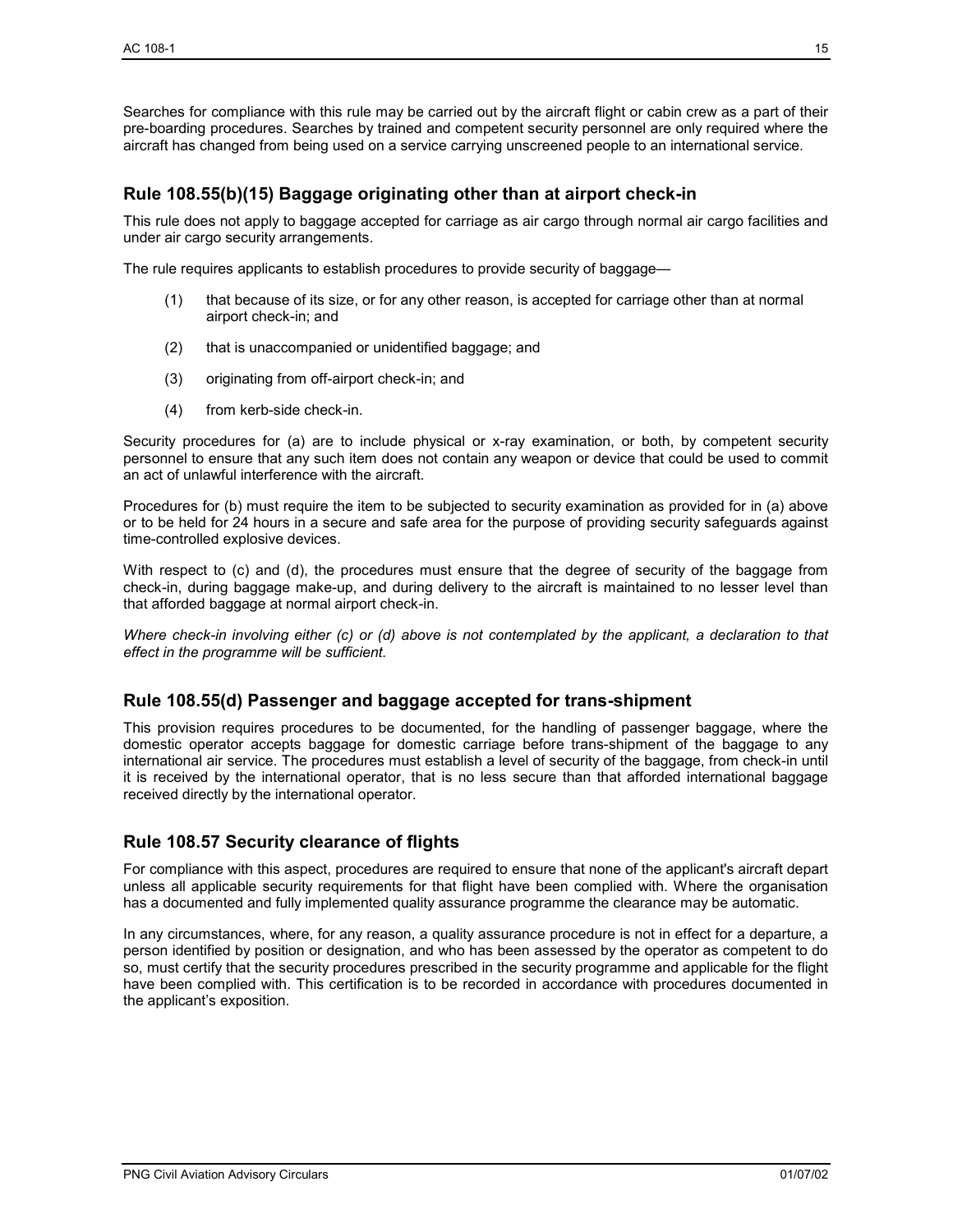Searches for compliance with this rule may be carried out by the aircraft flight or cabin crew as a part of their pre-boarding procedures. Searches by trained and competent security personnel are only required where the aircraft has changed from being used on a service carrying unscreened people to an international service.

## Rule 108.55(b)(15) Baggage originating other than at airport check-in

This rule does not apply to baggage accepted for carriage as air cargo through normal air cargo facilities and under air cargo security arrangements.

The rule requires applicants to establish procedures to provide security of baggage—

(1) that because of its size, or for any other reason, is accepted for carriage other than at normal airport check-in; and

(2) that is unaccompanied or unidentified baggage; and

(3) originating from off-airport check-in; and

(4) from kerb-side check-in.

Security procedures for (a) are to include physical or x-ray examination, or both, by competent security personnel to ensure that any such item does not contain any weapon or device that could be used to commit an act of unlawful interference with the aircraft.

Procedures for (b) must require the item to be subjected to security examination as provided for in (a) above or to be held for 24 hours in a secure and safe area for the purpose of providing security safeguards against time-controlled explosive devices.

With respect to (c) and (d), the procedures must ensure that the degree of security of the baggage from check-in, during baggage make-up, and during delivery to the aircraft is maintained to no lesser level than that afforded baggage at normal airport check-in.

*Where check-in involving either (c) or (d) above is not contemplated by the applicant, a declaration to that effect in the programme will be sufficient.*

## Rule 108.55(d) Passenger and baggage accepted for trans-shipment

This provision requires procedures to be documented, for the handling of passenger baggage, where the domestic operator accepts baggage for domestic carriage before trans-shipment of the baggage to any international air service. The procedures must establish a level of security of the baggage, from check-in until it is received by the international operator, that is no less secure than that afforded international baggage received directly by the international operator.

## Rule 108.57 Security clearance of flights

For compliance with this aspect, procedures are required to ensure that none of the applicant's aircraft depart unless all applicable security requirements for that flight have been complied with. Where the organisation has a documented and fully implemented quality assurance programme the clearance may be automatic.

In any circumstances, where, for any reason, a quality assurance procedure is not in effect for a departure, a person identified by position or designation, and who has been assessed by the operator as competent to do so, must certify that the security procedures prescribed in the security programme and applicable for the flight have been complied with. This certification is to be recorded in accordance with procedures documented in the applicant's exposition.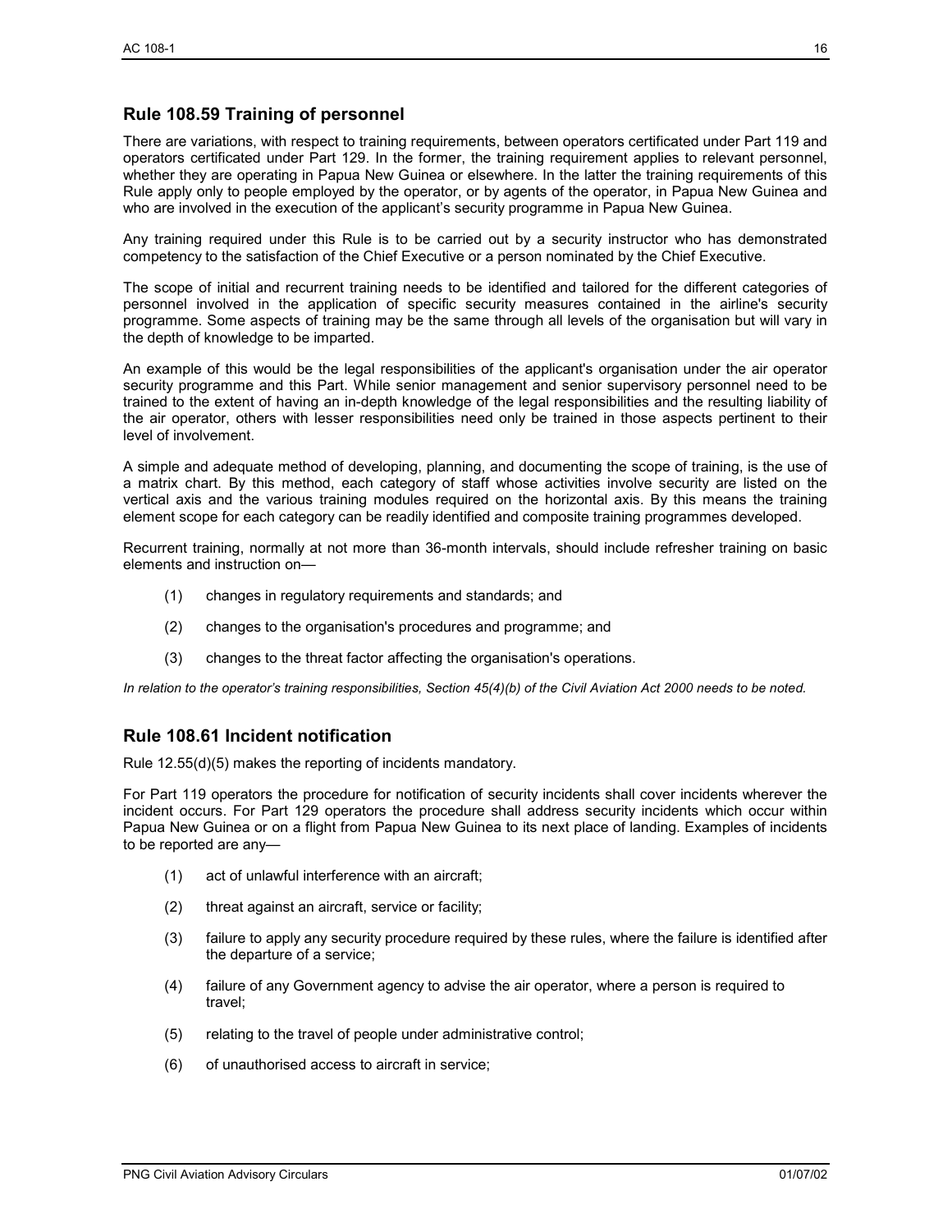## Rule 108.59 Training of personnel

There are variations, with respect to training requirements, between operators certificated under Part 119 and operators certificated under Part 129. In the former, the training requirement applies to relevant personnel, whether they are operating in Papua New Guinea or elsewhere. In the latter the training requirements of this Rule apply only to people employed by the operator, or by agents of the operator, in Papua New Guinea and who are involved in the execution of the applicant's security programme in Papua New Guinea.

Any training required under this Rule is to be carried out by a security instructor who has demonstrated competency to the satisfaction of the Chief Executive or a person nominated by the Chief Executive.

The scope of initial and recurrent training needs to be identified and tailored for the different categories of personnel involved in the application of specific security measures contained in the airline's security programme. Some aspects of training may be the same through all levels of the organisation but will vary in the depth of knowledge to be imparted.

An example of this would be the legal responsibilities of the applicant's organisation under the air operator security programme and this Part. While senior management and senior supervisory personnel need to be trained to the extent of having an in-depth knowledge of the legal responsibilities and the resulting liability of the air operator, others with lesser responsibilities need only be trained in those aspects pertinent to their level of involvement.

A simple and adequate method of developing, planning, and documenting the scope of training, is the use of a matrix chart. By this method, each category of staff whose activities involve security are listed on the vertical axis and the various training modules required on the horizontal axis. By this means the training element scope for each category can be readily identified and composite training programmes developed.

Recurrent training, normally at not more than 36-month intervals, should include refresher training on basic elements and instruction on—

(1) changes in regulatory requirements and standards; and

(2) changes to the organisation's procedures and programme; and

(3) changes to the threat factor affecting the organisation's operations.

*In relation to the operator's training responsibilities, Section 45(4)(b) of the Civil Aviation Act 2000 needs to be noted.*

## Rule 108.61 Incident notification

Rule 12.55(d)(5) makes the reporting of incidents mandatory.

For Part 119 operators the procedure for notification of security incidents shall cover incidents wherever the incident occurs. For Part 129 operators the procedure shall address security incidents which occur within Papua New Guinea or on a flight from Papua New Guinea to its next place of landing. Examples of incidents to be reported are any—

(1) act of unlawful interference with an aircraft;

(2) threat against an aircraft, service or facility;

(3) failure to apply any security procedure required by these rules, where the failure is identified after the departure of a service;

(4) failure of any Government agency to advise the air operator, where a person is required to travel;

(5) relating to the travel of people under administrative control;

(6) of unauthorised access to aircraft in service;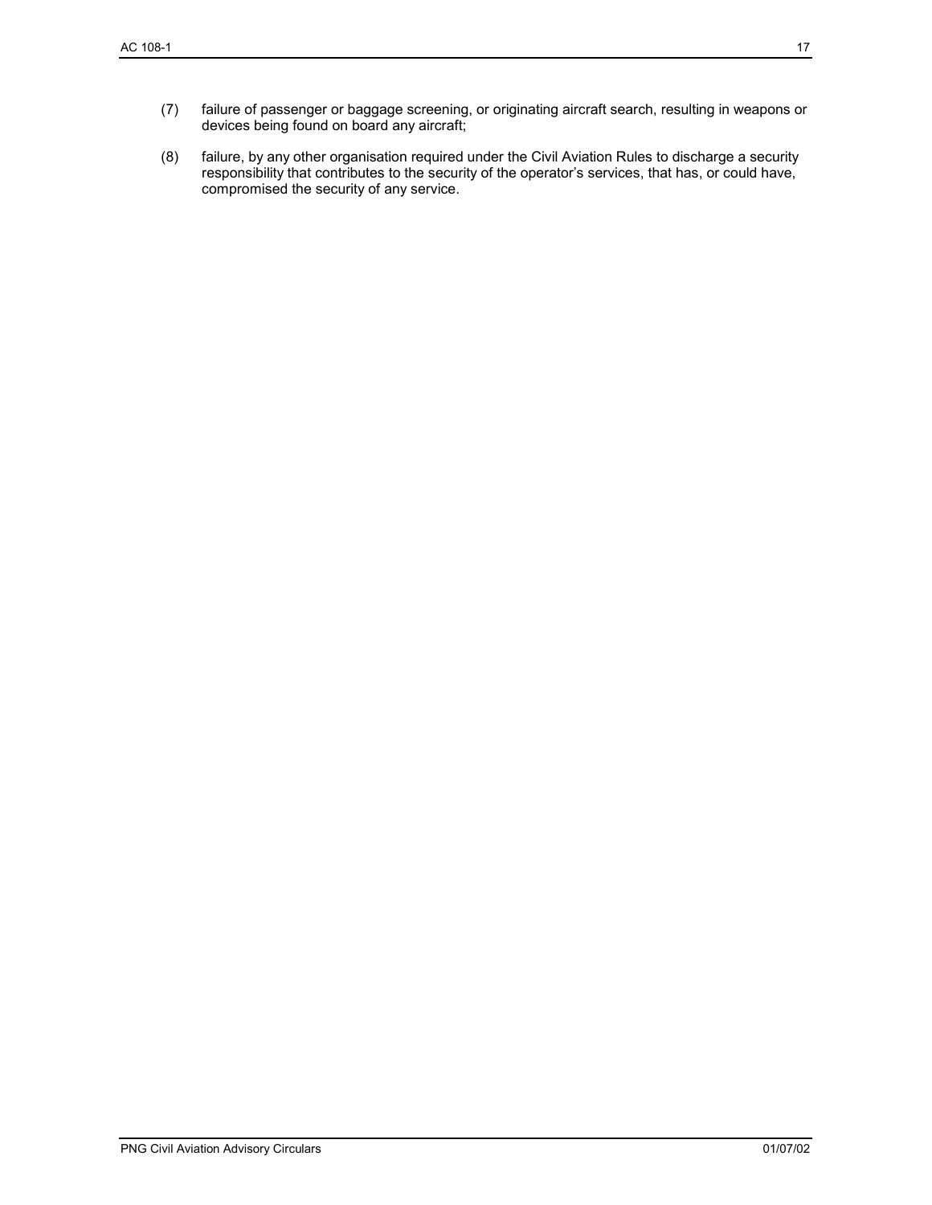(7) failure of passenger or baggage screening, or originating aircraft search, resulting in weapons or devices being found on board any aircraft;

(8) failure, by any other organisation required under the Civil Aviation Rules to discharge a security responsibility that contributes to the security of the operator's services, that has, or could have, compromised the security of any service.